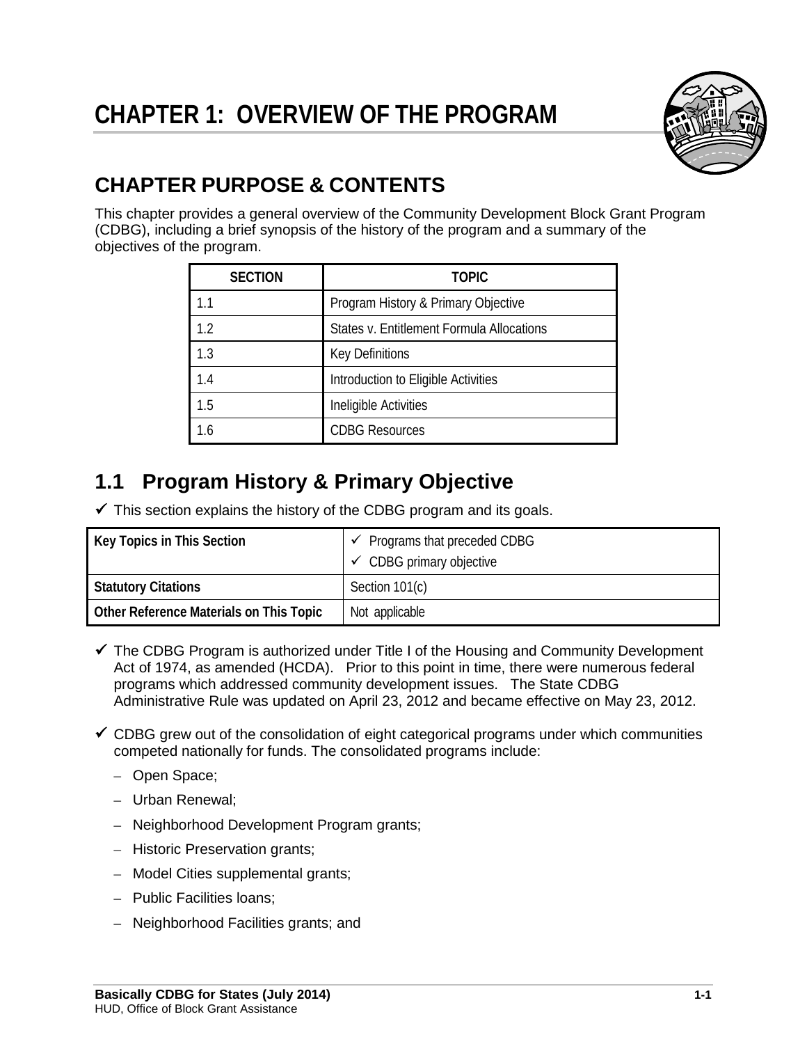# CHAPTER 1: OVERVIEW OF THE PROGRAM

## CHAPTER PURPOSE & CONTENTS

This chapter provides a general overview of the Community Development Block Grant Program (CDBG), including a brief synopsis of the history of the program and a summary of the objectives of the program.

| SECTION | TOPIC |
|---|---|
| 1.1 | Program History & Primary Objective |
| 1.2 | States v. Entitlement Formula Allocations |
| 1.3 | Key Definitions |
| 1.4 | Introduction to Eligible Activities |
| 1.5 | Ineligible Activities |
| 1.6 | CDBG Resources |

## 1.1 Program History & Primary Objective

✓ This section explains the history of the CDBG program and its goals.

| | |
|---|---|
| **Key Topics in This Section** | ✓ Programs that preceded CDBG<br>✓ CDBG primary objective |
| **Statutory Citations** | Section 101(c) |
| **Other Reference Materials on This Topic** | Not applicable |

✓ The CDBG Program is authorized under Title I of the Housing and Community Development Act of 1974, as amended (HCDA). Prior to this point in time, there were numerous federal programs which addressed community development issues. The State CDBG Administrative Rule was updated on April 23, 2012 and became effective on May 23, 2012.

✓ CDBG grew out of the consolidation of eight categorical programs under which communities competed nationally for funds. The consolidated programs include:

- Open Space;
- Urban Renewal;
- Neighborhood Development Program grants;
- Historic Preservation grants;
- Model Cities supplemental grants;
- Public Facilities loans;
- Neighborhood Facilities grants; and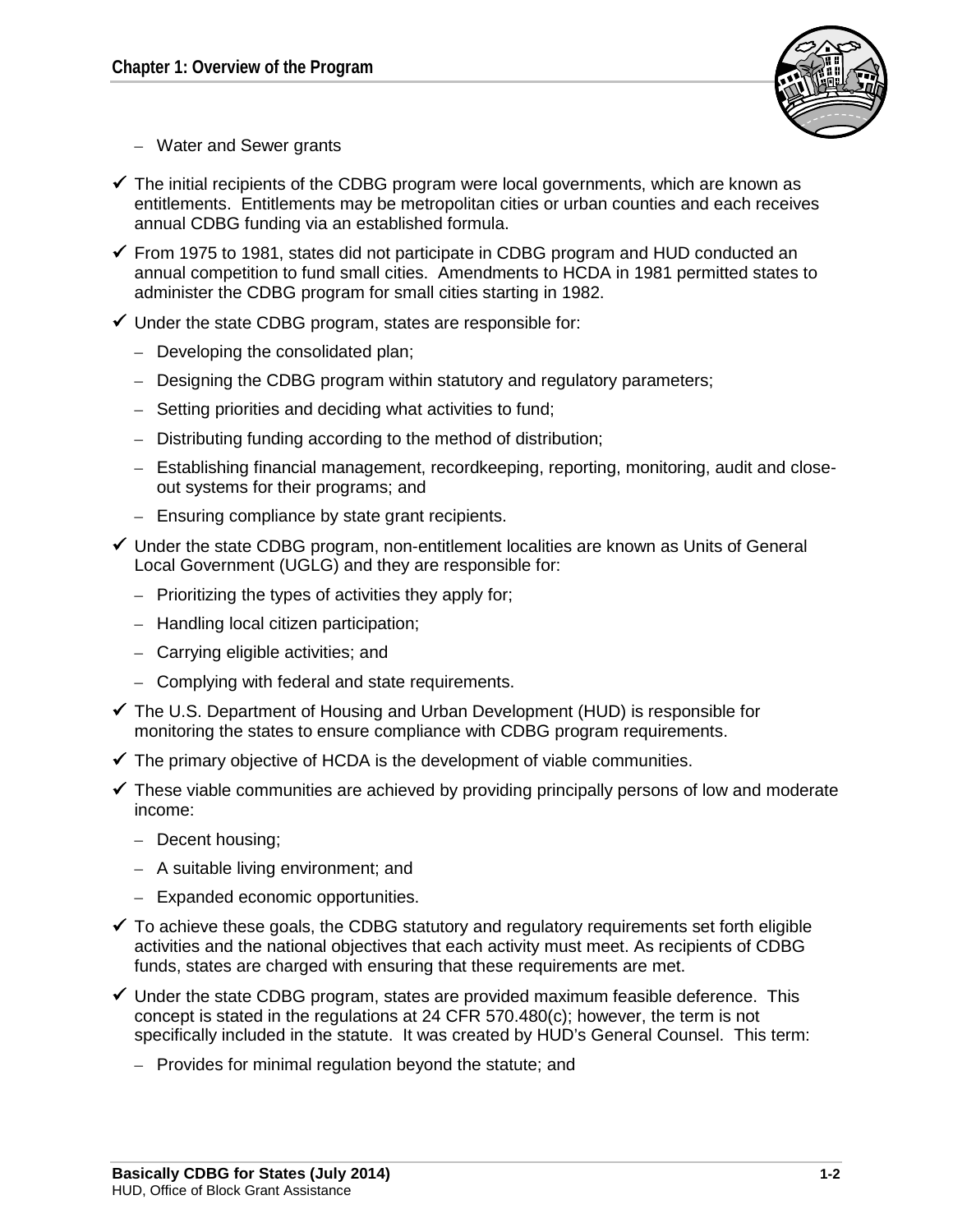- Water and Sewer grants

- ✓ The initial recipients of the CDBG program were local governments, which are known as entitlements. Entitlements may be metropolitan cities or urban counties and each receives annual CDBG funding via an established formula.
- ✓ From 1975 to 1981, states did not participate in CDBG program and HUD conducted an annual competition to fund small cities. Amendments to HCDA in 1981 permitted states to administer the CDBG program for small cities starting in 1982.
- ✓ Under the state CDBG program, states are responsible for:
  - Developing the consolidated plan;
  - Designing the CDBG program within statutory and regulatory parameters;
  - Setting priorities and deciding what activities to fund;
  - Distributing funding according to the method of distribution;
  - Establishing financial management, recordkeeping, reporting, monitoring, audit and close-out systems for their programs; and
  - Ensuring compliance by state grant recipients.
- ✓ Under the state CDBG program, non-entitlement localities are known as Units of General Local Government (UGLG) and they are responsible for:
  - Prioritizing the types of activities they apply for;
  - Handling local citizen participation;
  - Carrying eligible activities; and
  - Complying with federal and state requirements.
- ✓ The U.S. Department of Housing and Urban Development (HUD) is responsible for monitoring the states to ensure compliance with CDBG program requirements.
- ✓ The primary objective of HCDA is the development of viable communities.
- ✓ These viable communities are achieved by providing principally persons of low and moderate income:
  - Decent housing;
  - A suitable living environment; and
  - Expanded economic opportunities.
- ✓ To achieve these goals, the CDBG statutory and regulatory requirements set forth eligible activities and the national objectives that each activity must meet. As recipients of CDBG funds, states are charged with ensuring that these requirements are met.
- ✓ Under the state CDBG program, states are provided maximum feasible deference. This concept is stated in the regulations at 24 CFR 570.480(c); however, the term is not specifically included in the statute. It was created by HUD's General Counsel. This term:
  - Provides for minimal regulation beyond the statute; and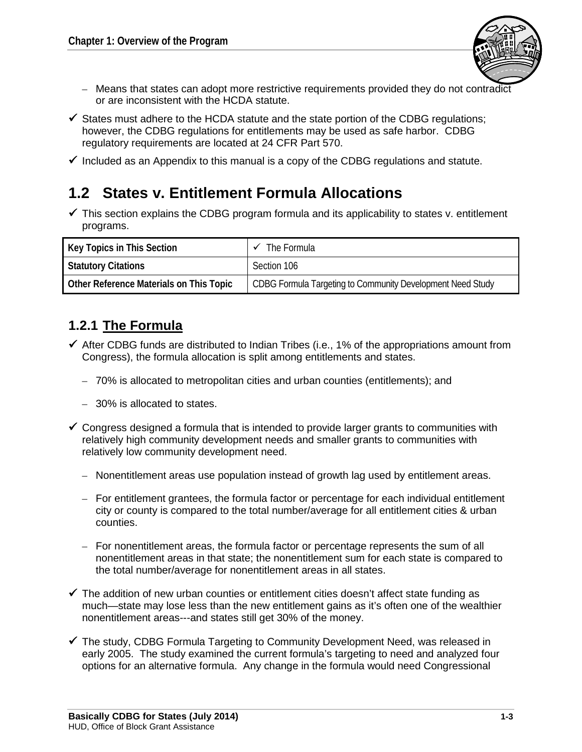- Means that states can adopt more restrictive requirements provided they do not contradict or are inconsistent with the HCDA statute.

- ✓ States must adhere to the HCDA statute and the state portion of the CDBG regulations; however, the CDBG regulations for entitlements may be used as safe harbor. CDBG regulatory requirements are located at 24 CFR Part 570.
- ✓ Included as an Appendix to this manual is a copy of the CDBG regulations and statute.

## 1.2 States v. Entitlement Formula Allocations

- ✓ This section explains the CDBG program formula and its applicability to states v. entitlement programs.

| | |
|---|---|
| **Key Topics in This Section** | ✓ The Formula |
| **Statutory Citations** | Section 106 |
| **Other Reference Materials on This Topic** | CDBG Formula Targeting to Community Development Need Study |

### 1.2.1 The Formula

- ✓ After CDBG funds are distributed to Indian Tribes (i.e., 1% of the appropriations amount from Congress), the formula allocation is split among entitlements and states.
   - 70% is allocated to metropolitan cities and urban counties (entitlements); and
   - 30% is allocated to states.
- ✓ Congress designed a formula that is intended to provide larger grants to communities with relatively high community development needs and smaller grants to communities with relatively low community development need.
   - Nonentitlement areas use population instead of growth lag used by entitlement areas.
   - For entitlement grantees, the formula factor or percentage for each individual entitlement city or county is compared to the total number/average for all entitlement cities & urban counties.
   - For nonentitlement areas, the formula factor or percentage represents the sum of all nonentitlement areas in that state; the nonentitlement sum for each state is compared to the total number/average for nonentitlement areas in all states.
- ✓ The addition of new urban counties or entitlement cities doesn't affect state funding as much—state may lose less than the new entitlement gains as it's often one of the wealthier nonentitlement areas---and states still get 30% of the money.
- ✓ The study, CDBG Formula Targeting to Community Development Need, was released in early 2005. The study examined the current formula's targeting to need and analyzed four options for an alternative formula. Any change in the formula would need Congressional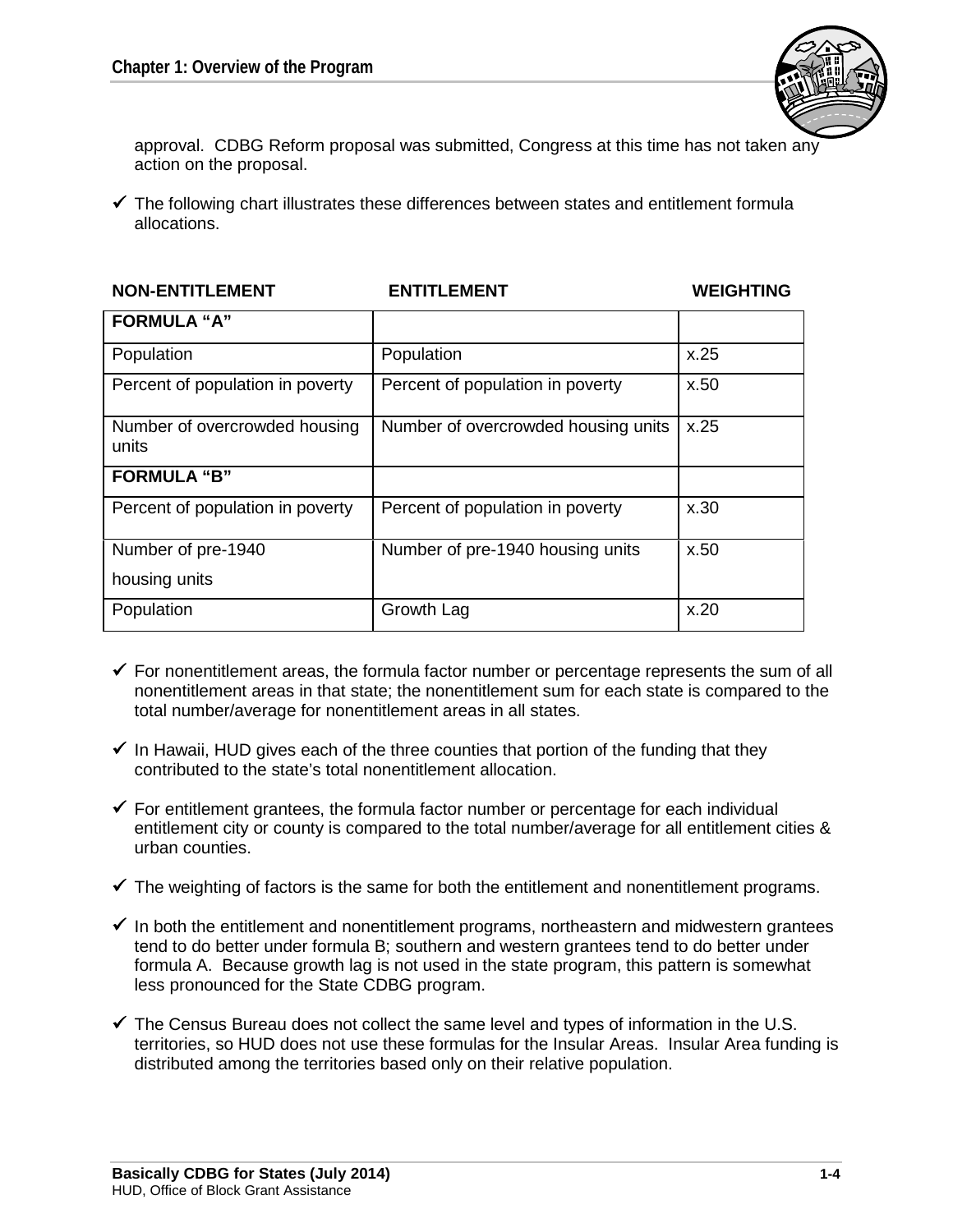approval. CDBG Reform proposal was submitted, Congress at this time has not taken any action on the proposal.

- ✓ The following chart illustrates these differences between states and entitlement formula allocations.

| NON-ENTITLEMENT | ENTITLEMENT | WEIGHTING |
|---|---|---|
| **FORMULA "A"** | | |
| Population | Population | x.25 |
| Percent of population in poverty | Percent of population in poverty | x.50 |
| Number of overcrowded housing units | Number of overcrowded housing units | x.25 |
| **FORMULA "B"** | | |
| Percent of population in poverty | Percent of population in poverty | x.30 |
| Number of pre-1940 housing units | Number of pre-1940 housing units | x.50 |
| Population | Growth Lag | x.20 |

- ✓ For nonentitlement areas, the formula factor number or percentage represents the sum of all nonentitlement areas in that state; the nonentitlement sum for each state is compared to the total number/average for nonentitlement areas in all states.

- ✓ In Hawaii, HUD gives each of the three counties that portion of the funding that they contributed to the state's total nonentitlement allocation.

- ✓ For entitlement grantees, the formula factor number or percentage for each individual entitlement city or county is compared to the total number/average for all entitlement cities & urban counties.

- ✓ The weighting of factors is the same for both the entitlement and nonentitlement programs.

- ✓ In both the entitlement and nonentitlement programs, northeastern and midwestern grantees tend to do better under formula B; southern and western grantees tend to do better under formula A. Because growth lag is not used in the state program, this pattern is somewhat less pronounced for the State CDBG program.

- ✓ The Census Bureau does not collect the same level and types of information in the U.S. territories, so HUD does not use these formulas for the Insular Areas. Insular Area funding is distributed among the territories based only on their relative population.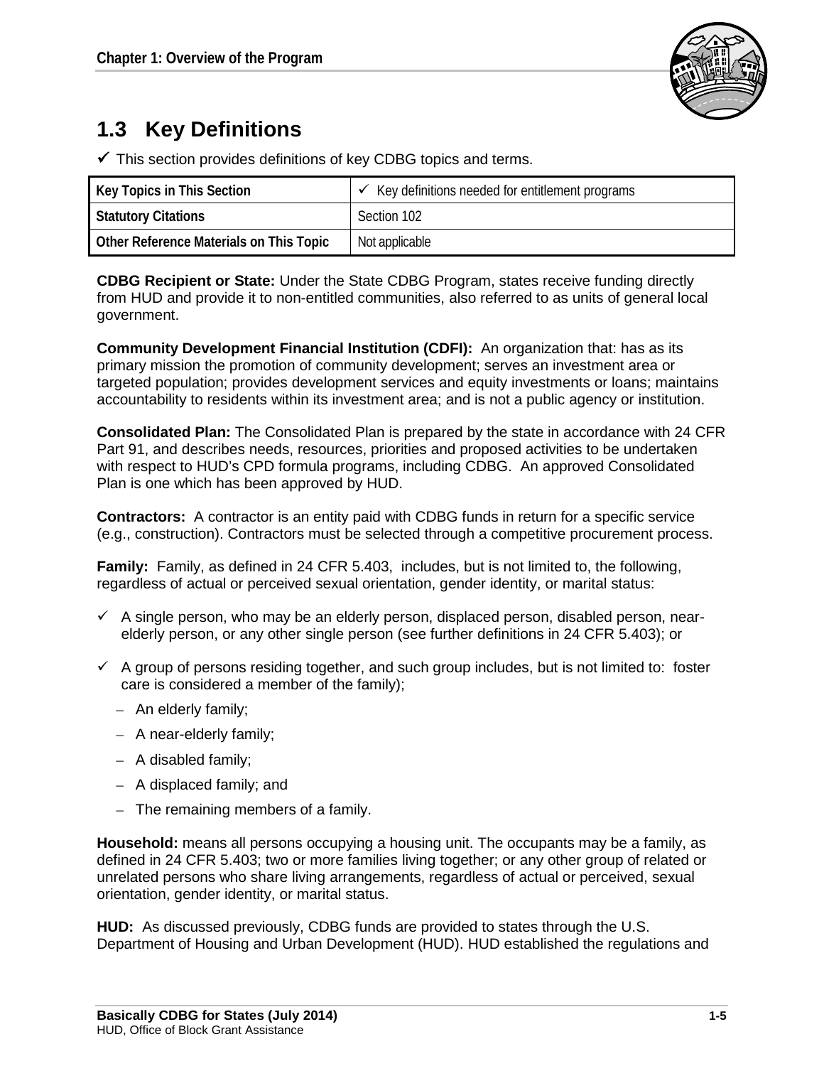## 1.3 Key Definitions

✓ This section provides definitions of key CDBG topics and terms.

| | |
|---|---|
| **Key Topics in This Section** | ✓ Key definitions needed for entitlement programs |
| **Statutory Citations** | Section 102 |
| **Other Reference Materials on This Topic** | Not applicable |

**CDBG Recipient or State:** Under the State CDBG Program, states receive funding directly from HUD and provide it to non-entitled communities, also referred to as units of general local government.

**Community Development Financial Institution (CDFI):** An organization that: has as its primary mission the promotion of community development; serves an investment area or targeted population; provides development services and equity investments or loans; maintains accountability to residents within its investment area; and is not a public agency or institution.

**Consolidated Plan:** The Consolidated Plan is prepared by the state in accordance with 24 CFR Part 91, and describes needs, resources, priorities and proposed activities to be undertaken with respect to HUD's CPD formula programs, including CDBG. An approved Consolidated Plan is one which has been approved by HUD.

**Contractors:** A contractor is an entity paid with CDBG funds in return for a specific service (e.g., construction). Contractors must be selected through a competitive procurement process.

**Family:** Family, as defined in 24 CFR 5.403, includes, but is not limited to, the following, regardless of actual or perceived sexual orientation, gender identity, or marital status:

- ✓ A single person, who may be an elderly person, displaced person, disabled person, near-elderly person, or any other single person (see further definitions in 24 CFR 5.403); or
- ✓ A group of persons residing together, and such group includes, but is not limited to: foster care is considered a member of the family);
  - An elderly family;
  - A near-elderly family;
  - A disabled family;
  - A displaced family; and
  - The remaining members of a family.

**Household:** means all persons occupying a housing unit. The occupants may be a family, as defined in 24 CFR 5.403; two or more families living together; or any other group of related or unrelated persons who share living arrangements, regardless of actual or perceived, sexual orientation, gender identity, or marital status.

**HUD:** As discussed previously, CDBG funds are provided to states through the U.S. Department of Housing and Urban Development (HUD). HUD established the regulations and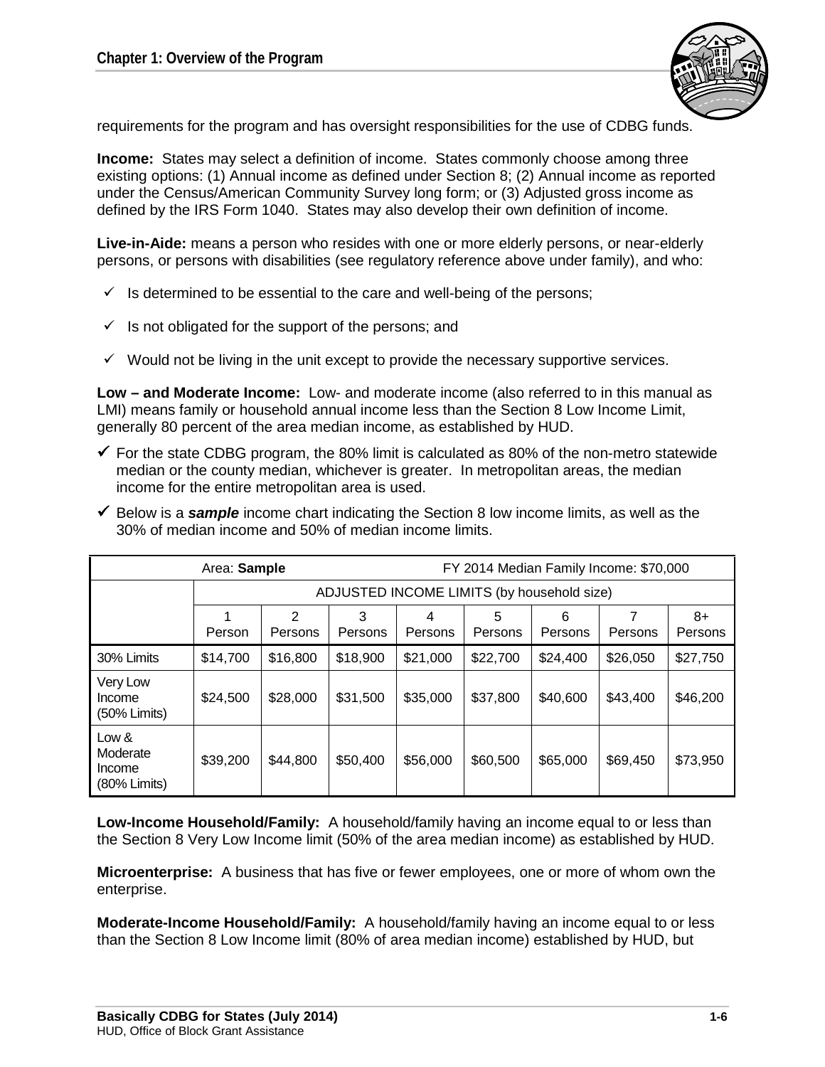requirements for the program and has oversight responsibilities for the use of CDBG funds.

**Income:** States may select a definition of income. States commonly choose among three existing options: (1) Annual income as defined under Section 8; (2) Annual income as reported under the Census/American Community Survey long form; or (3) Adjusted gross income as defined by the IRS Form 1040. States may also develop their own definition of income.

**Live-in-Aide:** means a person who resides with one or more elderly persons, or near-elderly persons, or persons with disabilities (see regulatory reference above under family), and who:

- ✓ Is determined to be essential to the care and well-being of the persons;
- ✓ Is not obligated for the support of the persons; and
- ✓ Would not be living in the unit except to provide the necessary supportive services.

**Low – and Moderate Income:** Low- and moderate income (also referred to in this manual as LMI) means family or household annual income less than the Section 8 Low Income Limit, generally 80 percent of the area median income, as established by HUD.

- ✓ For the state CDBG program, the 80% limit is calculated as 80% of the non-metro statewide median or the county median, whichever is greater. In metropolitan areas, the median income for the entire metropolitan area is used.
- ✓ Below is a ***sample*** income chart indicating the Section 8 low income limits, as well as the 30% of median income and 50% of median income limits.

| Area: **Sample** | | | | FY 2014 Median Family Income: $70,000 | | | | |
|---|---|---|---|---|---|---|---|---|
| | ADJUSTED INCOME LIMITS (by household size) | | | | | | | |
| | 1 Person | 2 Persons | 3 Persons | 4 Persons | 5 Persons | 6 Persons | 7 Persons | 8+ Persons |
| 30% Limits | $14,700 | $16,800 | $18,900 | $21,000 | $22,700 | $24,400 | $26,050 | $27,750 |
| Very Low Income (50% Limits) | $24,500 | $28,000 | $31,500 | $35,000 | $37,800 | $40,600 | $43,400 | $46,200 |
| Low & Moderate Income (80% Limits) | $39,200 | $44,800 | $50,400 | $56,000 | $60,500 | $65,000 | $69,450 | $73,950 |

**Low-Income Household/Family:** A household/family having an income equal to or less than the Section 8 Very Low Income limit (50% of the area median income) as established by HUD.

**Microenterprise:** A business that has five or fewer employees, one or more of whom own the enterprise.

**Moderate-Income Household/Family:** A household/family having an income equal to or less than the Section 8 Low Income limit (80% of area median income) established by HUD, but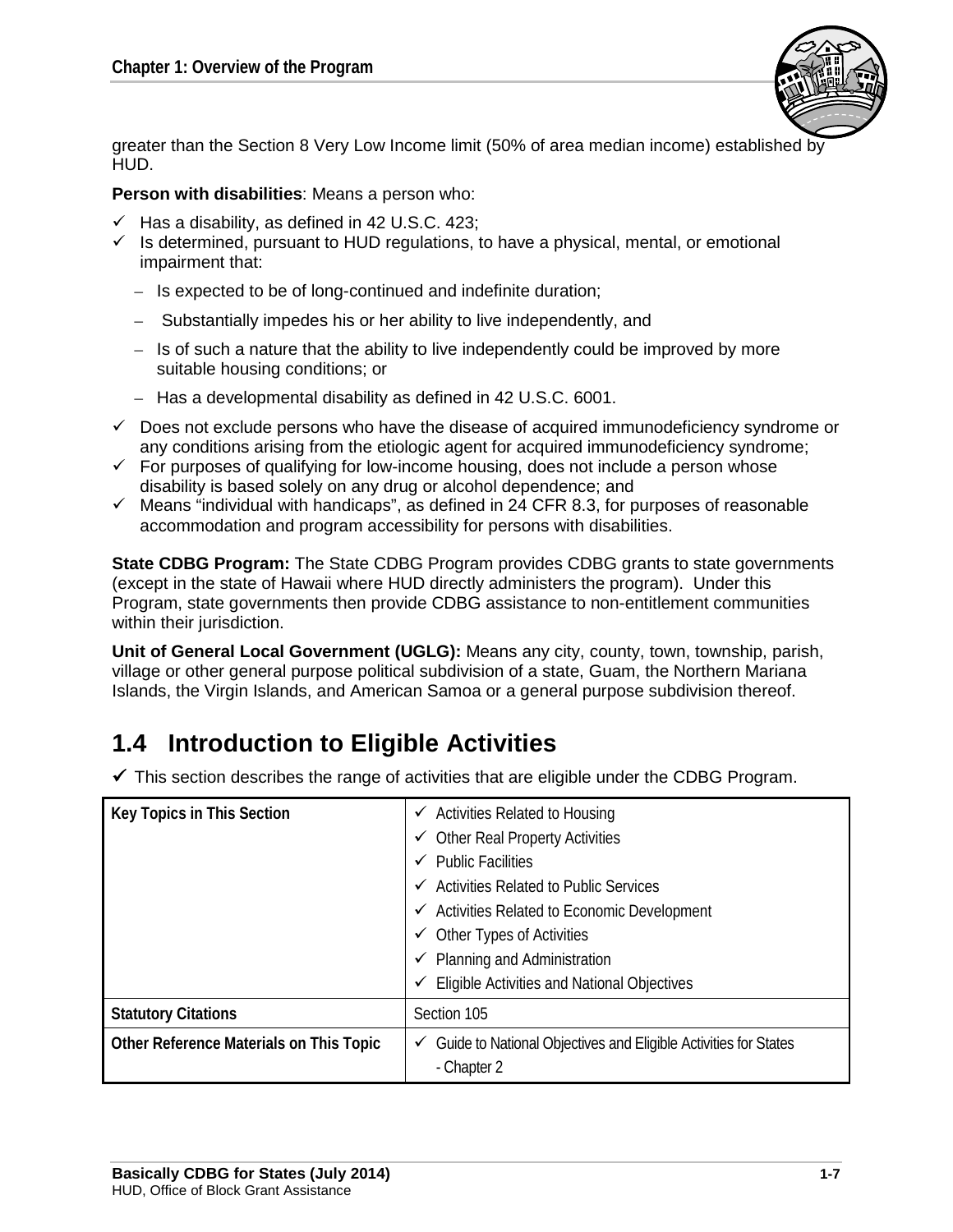greater than the Section 8 Very Low Income limit (50% of area median income) established by HUD.

**Person with disabilities**: Means a person who:

- ✓ Has a disability, as defined in 42 U.S.C. 423;
- ✓ Is determined, pursuant to HUD regulations, to have a physical, mental, or emotional impairment that:
  - – Is expected to be of long-continued and indefinite duration;
  - – Substantially impedes his or her ability to live independently, and
  - – Is of such a nature that the ability to live independently could be improved by more suitable housing conditions; or
  - – Has a developmental disability as defined in 42 U.S.C. 6001.
- ✓ Does not exclude persons who have the disease of acquired immunodeficiency syndrome or any conditions arising from the etiologic agent for acquired immunodeficiency syndrome;
- ✓ For purposes of qualifying for low-income housing, does not include a person whose disability is based solely on any drug or alcohol dependence; and
- ✓ Means "individual with handicaps", as defined in 24 CFR 8.3, for purposes of reasonable accommodation and program accessibility for persons with disabilities.

**State CDBG Program:** The State CDBG Program provides CDBG grants to state governments (except in the state of Hawaii where HUD directly administers the program). Under this Program, state governments then provide CDBG assistance to non-entitlement communities within their jurisdiction.

**Unit of General Local Government (UGLG):** Means any city, county, town, township, parish, village or other general purpose political subdivision of a state, Guam, the Northern Mariana Islands, the Virgin Islands, and American Samoa or a general purpose subdivision thereof.

## 1.4 Introduction to Eligible Activities

✓ This section describes the range of activities that are eligible under the CDBG Program.

| | |
|---|---|
| **Key Topics in This Section** | ✓ Activities Related to Housing<br>✓ Other Real Property Activities<br>✓ Public Facilities<br>✓ Activities Related to Public Services<br>✓ Activities Related to Economic Development<br>✓ Other Types of Activities<br>✓ Planning and Administration<br>✓ Eligible Activities and National Objectives |
| **Statutory Citations** | Section 105 |
| **Other Reference Materials on This Topic** | ✓ Guide to National Objectives and Eligible Activities for States - Chapter 2 |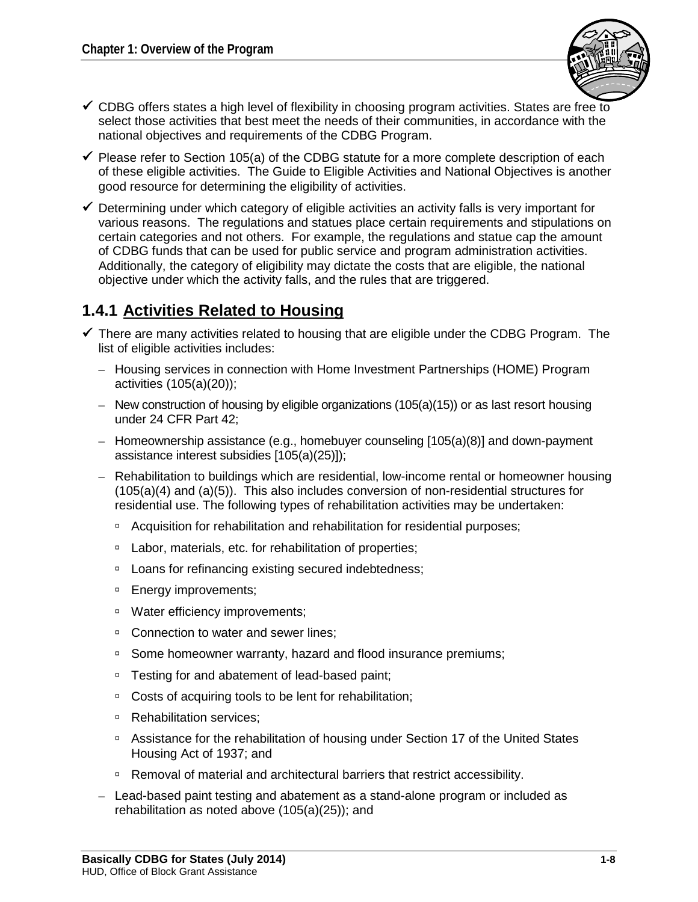- ✓ CDBG offers states a high level of flexibility in choosing program activities. States are free to select those activities that best meet the needs of their communities, in accordance with the national objectives and requirements of the CDBG Program.
- ✓ Please refer to Section 105(a) of the CDBG statute for a more complete description of each of these eligible activities. The Guide to Eligible Activities and National Objectives is another good resource for determining the eligibility of activities.
- ✓ Determining under which category of eligible activities an activity falls is very important for various reasons. The regulations and statues place certain requirements and stipulations on certain categories and not others. For example, the regulations and statue cap the amount of CDBG funds that can be used for public service and program administration activities. Additionally, the category of eligibility may dictate the costs that are eligible, the national objective under which the activity falls, and the rules that are triggered.

## 1.4.1 Activities Related to Housing

- ✓ There are many activities related to housing that are eligible under the CDBG Program. The list of eligible activities includes:
  - Housing services in connection with Home Investment Partnerships (HOME) Program activities (105(a)(20));
  - New construction of housing by eligible organizations (105(a)(15)) or as last resort housing under 24 CFR Part 42;
  - Homeownership assistance (e.g., homebuyer counseling [105(a)(8)] and down-payment assistance interest subsidies [105(a)(25)]);
  - Rehabilitation to buildings which are residential, low-income rental or homeowner housing (105(a)(4) and (a)(5)). This also includes conversion of non-residential structures for residential use. The following types of rehabilitation activities may be undertaken:
    - Acquisition for rehabilitation and rehabilitation for residential purposes;
    - Labor, materials, etc. for rehabilitation of properties;
    - Loans for refinancing existing secured indebtedness;
    - Energy improvements;
    - Water efficiency improvements;
    - Connection to water and sewer lines;
    - Some homeowner warranty, hazard and flood insurance premiums;
    - Testing for and abatement of lead-based paint;
    - Costs of acquiring tools to be lent for rehabilitation;
    - Rehabilitation services;
    - Assistance for the rehabilitation of housing under Section 17 of the United States Housing Act of 1937; and
    - Removal of material and architectural barriers that restrict accessibility.
  - Lead-based paint testing and abatement as a stand-alone program or included as rehabilitation as noted above (105(a)(25)); and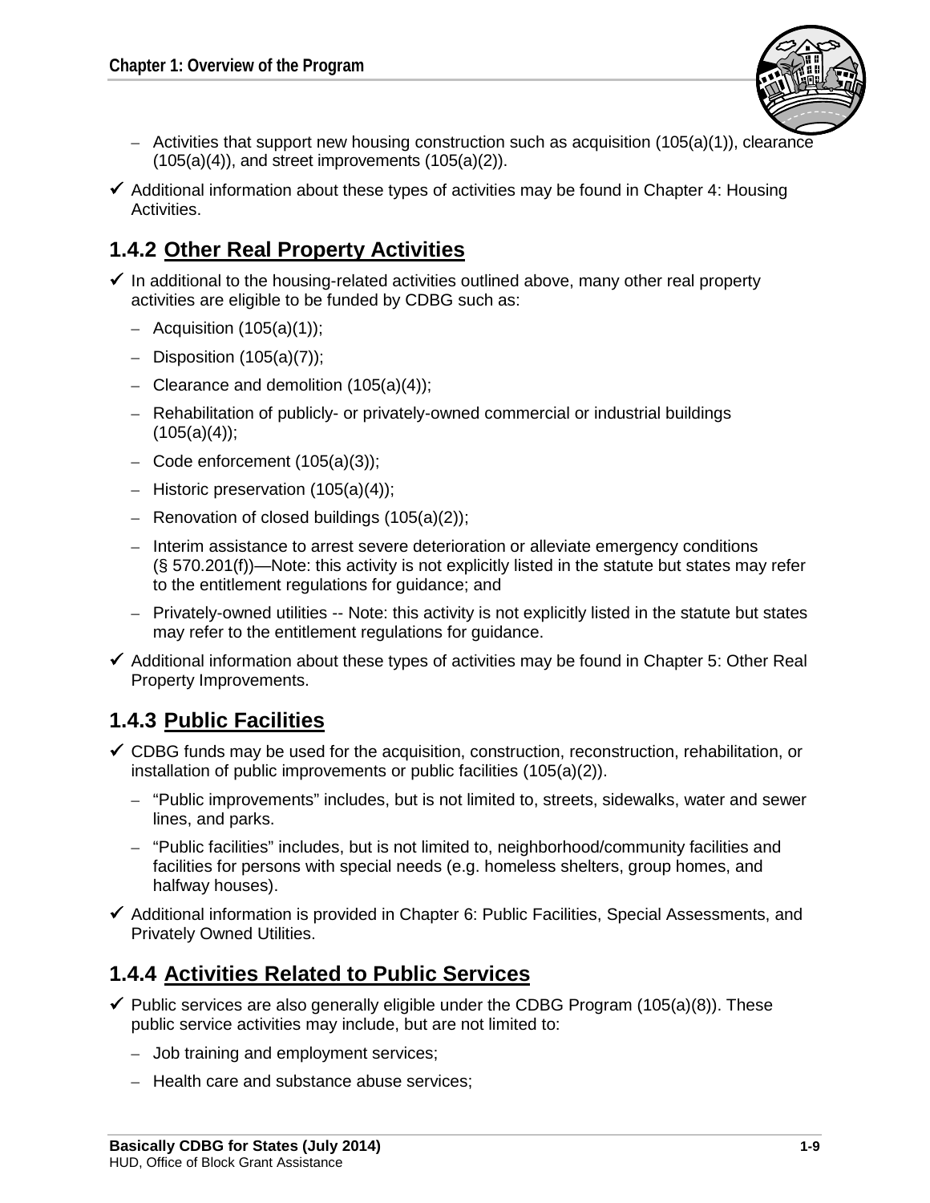- Activities that support new housing construction such as acquisition (105(a)(1)), clearance (105(a)(4)), and street improvements (105(a)(2)).

✓ Additional information about these types of activities may be found in Chapter 4: Housing Activities.

## 1.4.2 Other Real Property Activities

✓ In additional to the housing-related activities outlined above, many other real property activities are eligible to be funded by CDBG such as:

- Acquisition (105(a)(1));
- Disposition (105(a)(7));
- Clearance and demolition (105(a)(4));
- Rehabilitation of publicly- or privately-owned commercial or industrial buildings (105(a)(4));
- Code enforcement (105(a)(3));
- Historic preservation (105(a)(4));
- Renovation of closed buildings (105(a)(2));
- Interim assistance to arrest severe deterioration or alleviate emergency conditions (§ 570.201(f))—Note: this activity is not explicitly listed in the statute but states may refer to the entitlement regulations for guidance; and
- Privately-owned utilities -- Note: this activity is not explicitly listed in the statute but states may refer to the entitlement regulations for guidance.

✓ Additional information about these types of activities may be found in Chapter 5: Other Real Property Improvements.

## 1.4.3 Public Facilities

✓ CDBG funds may be used for the acquisition, construction, reconstruction, rehabilitation, or installation of public improvements or public facilities (105(a)(2)).

- "Public improvements" includes, but is not limited to, streets, sidewalks, water and sewer lines, and parks.
- "Public facilities" includes, but is not limited to, neighborhood/community facilities and facilities for persons with special needs (e.g. homeless shelters, group homes, and halfway houses).

✓ Additional information is provided in Chapter 6: Public Facilities, Special Assessments, and Privately Owned Utilities.

## 1.4.4 Activities Related to Public Services

✓ Public services are also generally eligible under the CDBG Program (105(a)(8)). These public service activities may include, but are not limited to:

- Job training and employment services;
- Health care and substance abuse services;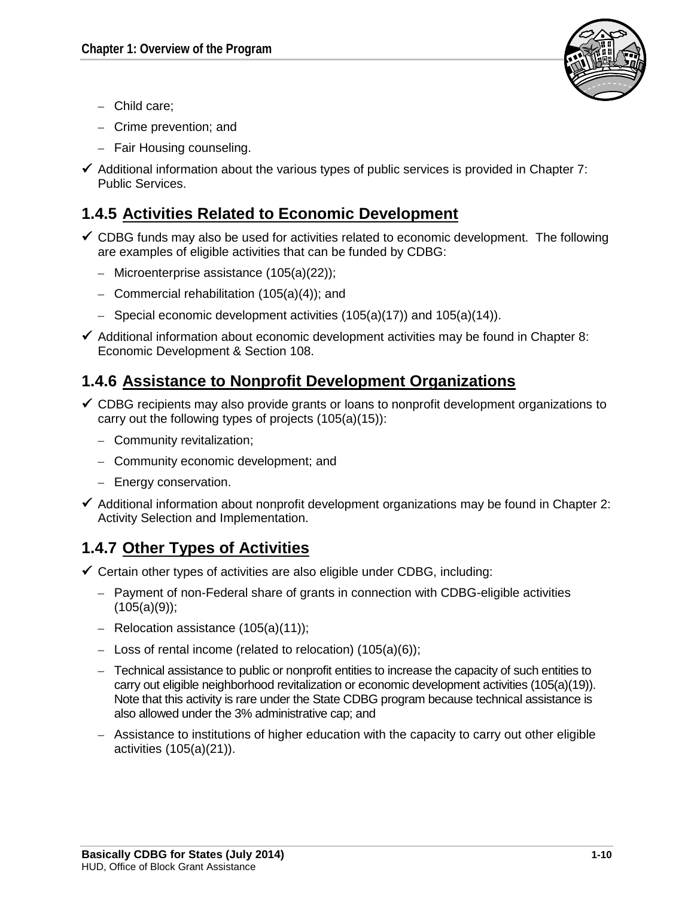- Child care;
  - Crime prevention; and
  - Fair Housing counseling.
- ✓ Additional information about the various types of public services is provided in Chapter 7: Public Services.

## 1.4.5 Activities Related to Economic Development

- ✓ CDBG funds may also be used for activities related to economic development. The following are examples of eligible activities that can be funded by CDBG:
  - Microenterprise assistance (105(a)(22));
  - Commercial rehabilitation (105(a)(4)); and
  - Special economic development activities (105(a)(17)) and 105(a)(14)).
- ✓ Additional information about economic development activities may be found in Chapter 8: Economic Development & Section 108.

## 1.4.6 Assistance to Nonprofit Development Organizations

- ✓ CDBG recipients may also provide grants or loans to nonprofit development organizations to carry out the following types of projects (105(a)(15)):
  - Community revitalization;
  - Community economic development; and
  - Energy conservation.
- ✓ Additional information about nonprofit development organizations may be found in Chapter 2: Activity Selection and Implementation.

## 1.4.7 Other Types of Activities

- ✓ Certain other types of activities are also eligible under CDBG, including:
  - Payment of non-Federal share of grants in connection with CDBG-eligible activities (105(a)(9));
  - Relocation assistance (105(a)(11));
  - Loss of rental income (related to relocation) (105(a)(6));
  - Technical assistance to public or nonprofit entities to increase the capacity of such entities to carry out eligible neighborhood revitalization or economic development activities (105(a)(19)). Note that this activity is rare under the State CDBG program because technical assistance is also allowed under the 3% administrative cap; and
  - Assistance to institutions of higher education with the capacity to carry out other eligible activities (105(a)(21)).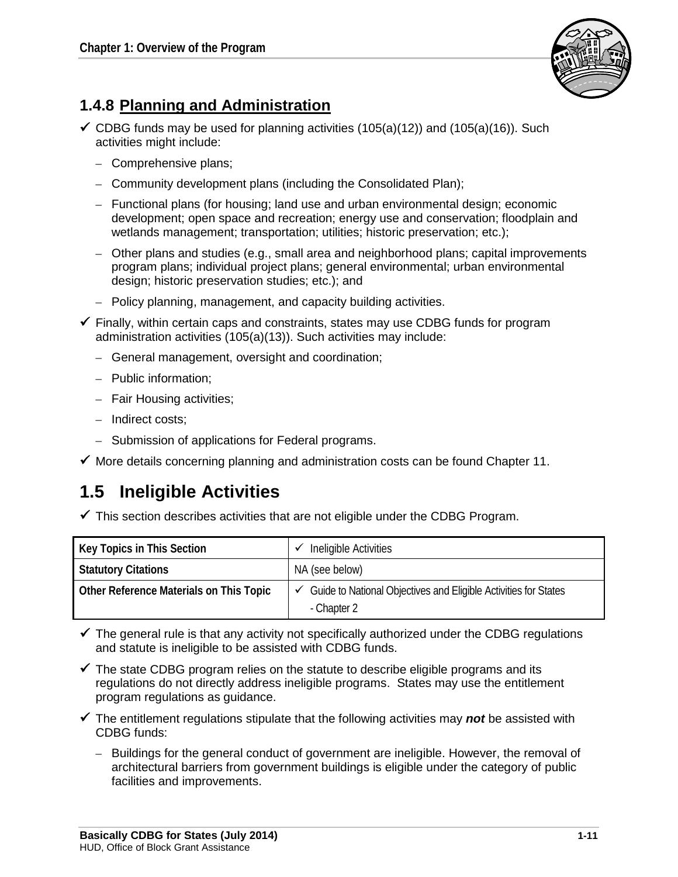### 1.4.8 Planning and Administration

✓ CDBG funds may be used for planning activities (105(a)(12)) and (105(a)(16)). Such activities might include:

- Comprehensive plans;
- Community development plans (including the Consolidated Plan);
- Functional plans (for housing; land use and urban environmental design; economic development; open space and recreation; energy use and conservation; floodplain and wetlands management; transportation; utilities; historic preservation; etc.);
- Other plans and studies (e.g., small area and neighborhood plans; capital improvements program plans; individual project plans; general environmental; urban environmental design; historic preservation studies; etc.); and
- Policy planning, management, and capacity building activities.

✓ Finally, within certain caps and constraints, states may use CDBG funds for program administration activities (105(a)(13)). Such activities may include:

- General management, oversight and coordination;
- Public information;
- Fair Housing activities;
- Indirect costs;
- Submission of applications for Federal programs.

✓ More details concerning planning and administration costs can be found Chapter 11.

## 1.5 Ineligible Activities

✓ This section describes activities that are not eligible under the CDBG Program.

| | |
|---|---|
| **Key Topics in This Section** | ✓ Ineligible Activities |
| **Statutory Citations** | NA (see below) |
| **Other Reference Materials on This Topic** | ✓ Guide to National Objectives and Eligible Activities for States - Chapter 2 |

✓ The general rule is that any activity not specifically authorized under the CDBG regulations and statute is ineligible to be assisted with CDBG funds.

✓ The state CDBG program relies on the statute to describe eligible programs and its regulations do not directly address ineligible programs. States may use the entitlement program regulations as guidance.

✓ The entitlement regulations stipulate that the following activities may ***not*** be assisted with CDBG funds:

- Buildings for the general conduct of government are ineligible. However, the removal of architectural barriers from government buildings is eligible under the category of public facilities and improvements.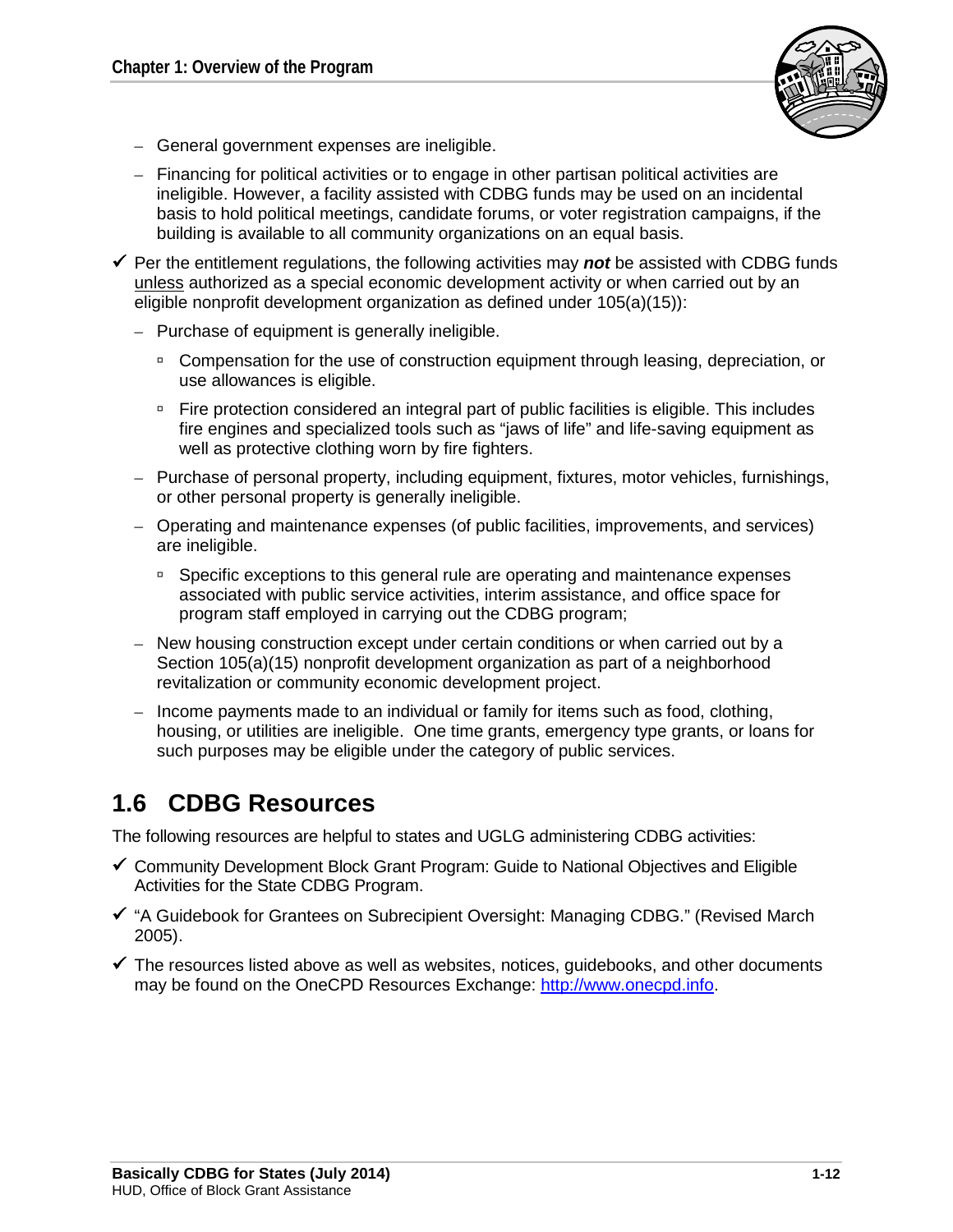- General government expenses are ineligible.
- Financing for political activities or to engage in other partisan political activities are ineligible. However, a facility assisted with CDBG funds may be used on an incidental basis to hold political meetings, candidate forums, or voter registration campaigns, if the building is available to all community organizations on an equal basis.

✓ Per the entitlement regulations, the following activities may ***not*** be assisted with CDBG funds unless authorized as a special economic development activity or when carried out by an eligible nonprofit development organization as defined under 105(a)(15)):

- Purchase of equipment is generally ineligible.
  - Compensation for the use of construction equipment through leasing, depreciation, or use allowances is eligible.
  - Fire protection considered an integral part of public facilities is eligible. This includes fire engines and specialized tools such as "jaws of life" and life-saving equipment as well as protective clothing worn by fire fighters.
- Purchase of personal property, including equipment, fixtures, motor vehicles, furnishings, or other personal property is generally ineligible.
- Operating and maintenance expenses (of public facilities, improvements, and services) are ineligible.
  - Specific exceptions to this general rule are operating and maintenance expenses associated with public service activities, interim assistance, and office space for program staff employed in carrying out the CDBG program;
- New housing construction except under certain conditions or when carried out by a Section 105(a)(15) nonprofit development organization as part of a neighborhood revitalization or community economic development project.
- Income payments made to an individual or family for items such as food, clothing, housing, or utilities are ineligible. One time grants, emergency type grants, or loans for such purposes may be eligible under the category of public services.

## 1.6 CDBG Resources

The following resources are helpful to states and UGLG administering CDBG activities:

✓ Community Development Block Grant Program: Guide to National Objectives and Eligible Activities for the State CDBG Program.

✓ "A Guidebook for Grantees on Subrecipient Oversight: Managing CDBG." (Revised March 2005).

✓ The resources listed above as well as websites, notices, guidebooks, and other documents may be found on the OneCPD Resources Exchange: http://www.onecpd.info.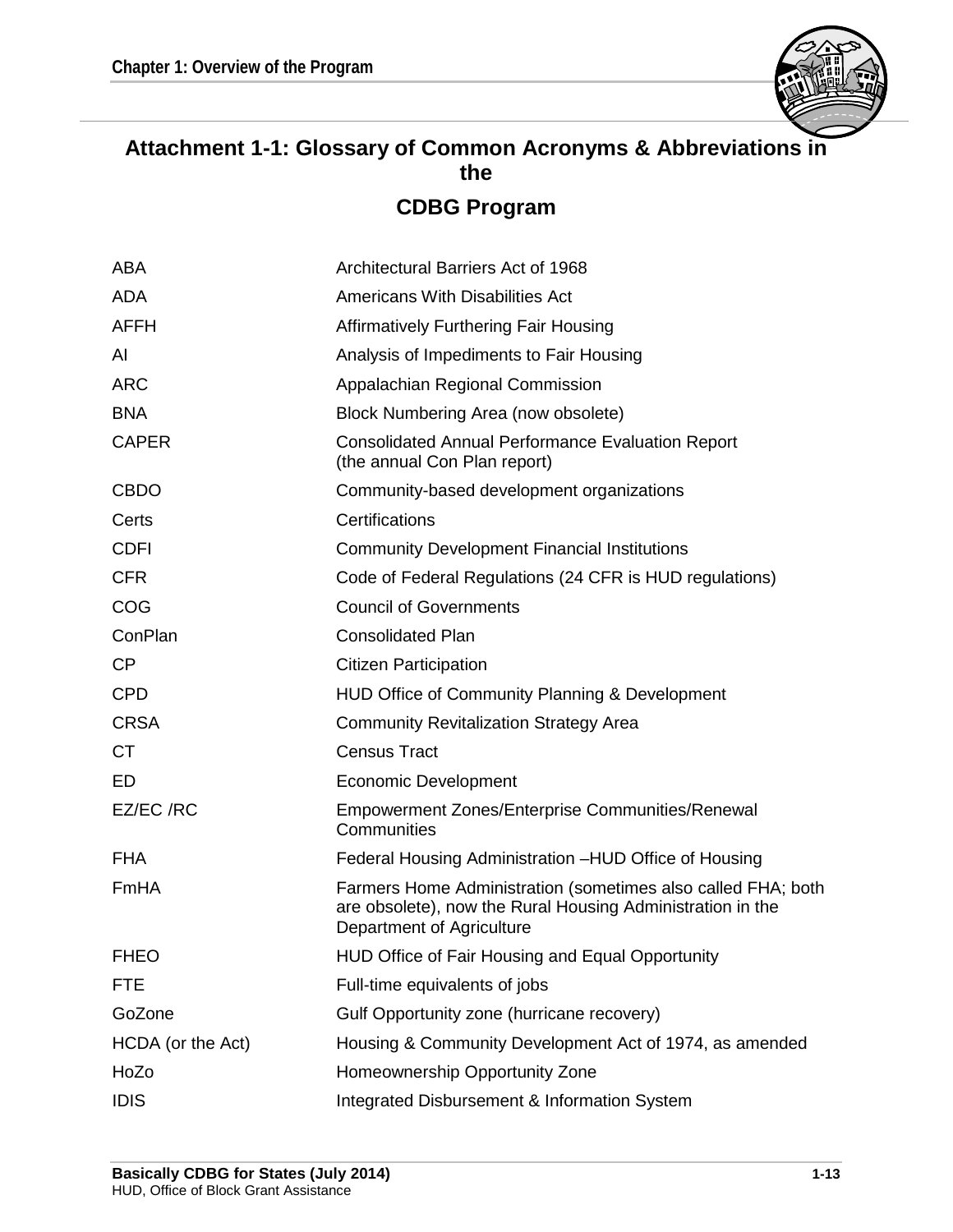## Attachment 1-1: Glossary of Common Acronyms & Abbreviations in the CDBG Program

| | |
|---|---|
| ABA | Architectural Barriers Act of 1968 |
| ADA | Americans With Disabilities Act |
| AFFH | Affirmatively Furthering Fair Housing |
| AI | Analysis of Impediments to Fair Housing |
| ARC | Appalachian Regional Commission |
| BNA | Block Numbering Area (now obsolete) |
| CAPER | Consolidated Annual Performance Evaluation Report (the annual Con Plan report) |
| CBDO | Community-based development organizations |
| Certs | Certifications |
| CDFI | Community Development Financial Institutions |
| CFR | Code of Federal Regulations (24 CFR is HUD regulations) |
| COG | Council of Governments |
| ConPlan | Consolidated Plan |
| CP | Citizen Participation |
| CPD | HUD Office of Community Planning & Development |
| CRSA | Community Revitalization Strategy Area |
| CT | Census Tract |
| ED | Economic Development |
| EZ/EC /RC | Empowerment Zones/Enterprise Communities/Renewal Communities |
| FHA | Federal Housing Administration –HUD Office of Housing |
| FmHA | Farmers Home Administration (sometimes also called FHA; both are obsolete), now the Rural Housing Administration in the Department of Agriculture |
| FHEO | HUD Office of Fair Housing and Equal Opportunity |
| FTE | Full-time equivalents of jobs |
| GoZone | Gulf Opportunity zone (hurricane recovery) |
| HCDA (or the Act) | Housing & Community Development Act of 1974, as amended |
| HoZo | Homeownership Opportunity Zone |
| IDIS | Integrated Disbursement & Information System |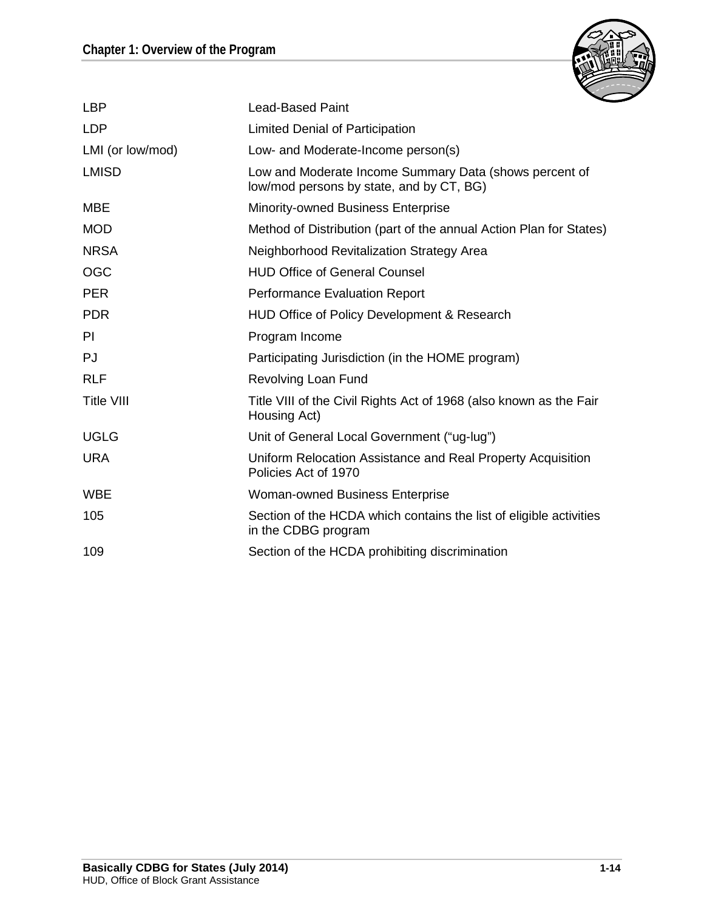| | |
|---|---|
| LBP | Lead-Based Paint |
| LDP | Limited Denial of Participation |
| LMI (or low/mod) | Low- and Moderate-Income person(s) |
| LMISD | Low and Moderate Income Summary Data (shows percent of low/mod persons by state, and by CT, BG) |
| MBE | Minority-owned Business Enterprise |
| MOD | Method of Distribution (part of the annual Action Plan for States) |
| NRSA | Neighborhood Revitalization Strategy Area |
| OGC | HUD Office of General Counsel |
| PER | Performance Evaluation Report |
| PDR | HUD Office of Policy Development & Research |
| PI | Program Income |
| PJ | Participating Jurisdiction (in the HOME program) |
| RLF | Revolving Loan Fund |
| Title VIII | Title VIII of the Civil Rights Act of 1968 (also known as the Fair Housing Act) |
| UGLG | Unit of General Local Government ("ug-lug") |
| URA | Uniform Relocation Assistance and Real Property Acquisition Policies Act of 1970 |
| WBE | Woman-owned Business Enterprise |
| 105 | Section of the HCDA which contains the list of eligible activities in the CDBG program |
| 109 | Section of the HCDA prohibiting discrimination |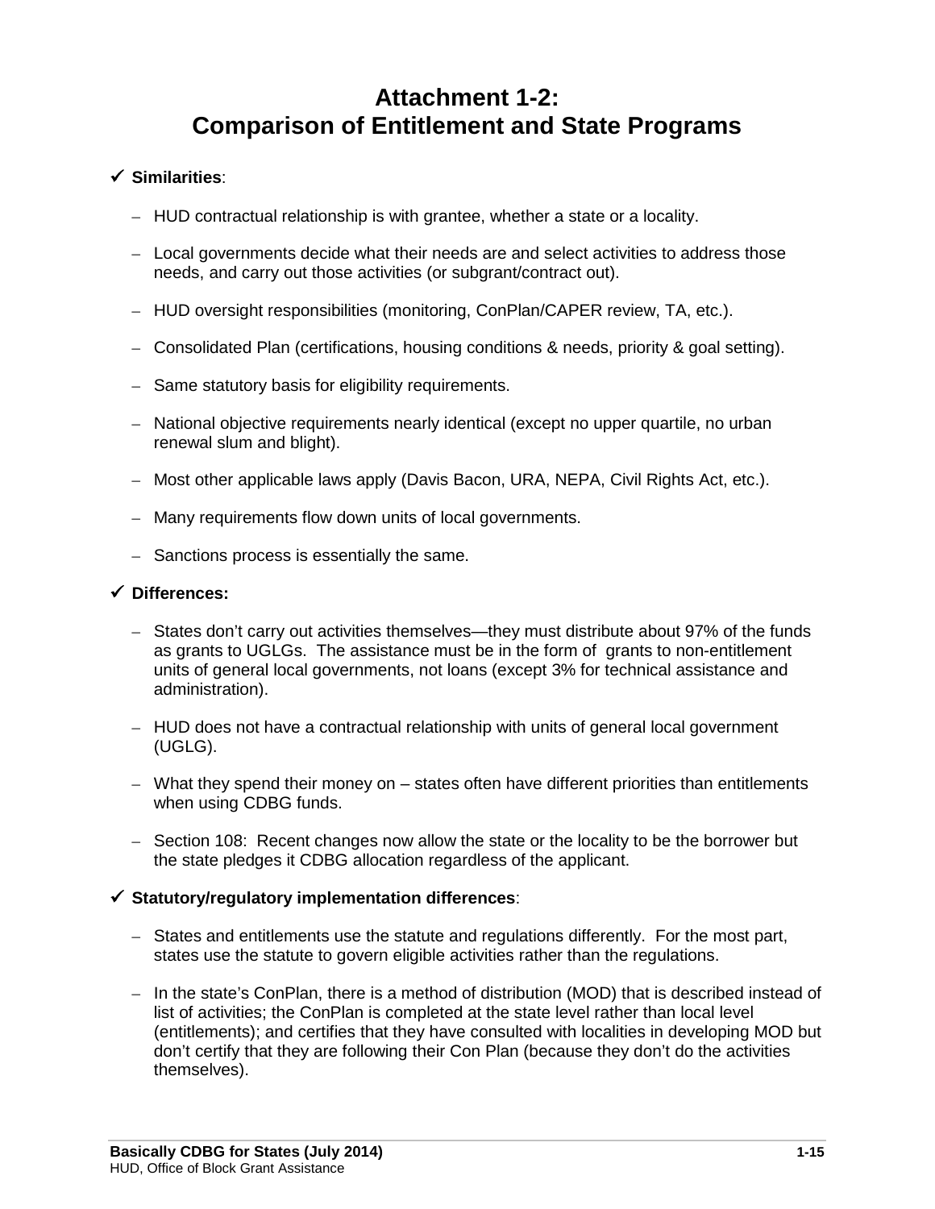# Attachment 1-2: Comparison of Entitlement and State Programs

✓ **Similarities**:

- HUD contractual relationship is with grantee, whether a state or a locality.
- Local governments decide what their needs are and select activities to address those needs, and carry out those activities (or subgrant/contract out).
- HUD oversight responsibilities (monitoring, ConPlan/CAPER review, TA, etc.).
- Consolidated Plan (certifications, housing conditions & needs, priority & goal setting).
- Same statutory basis for eligibility requirements.
- National objective requirements nearly identical (except no upper quartile, no urban renewal slum and blight).
- Most other applicable laws apply (Davis Bacon, URA, NEPA, Civil Rights Act, etc.).
- Many requirements flow down units of local governments.
- Sanctions process is essentially the same.

✓ **Differences:**

- States don't carry out activities themselves—they must distribute about 97% of the funds as grants to UGLGs. The assistance must be in the form of grants to non-entitlement units of general local governments, not loans (except 3% for technical assistance and administration).
- HUD does not have a contractual relationship with units of general local government (UGLG).
- What they spend their money on – states often have different priorities than entitlements when using CDBG funds.
- Section 108: Recent changes now allow the state or the locality to be the borrower but the state pledges it CDBG allocation regardless of the applicant.

✓ **Statutory/regulatory implementation differences**:

- States and entitlements use the statute and regulations differently. For the most part, states use the statute to govern eligible activities rather than the regulations.
- In the state's ConPlan, there is a method of distribution (MOD) that is described instead of list of activities; the ConPlan is completed at the state level rather than local level (entitlements); and certifies that they have consulted with localities in developing MOD but don't certify that they are following their Con Plan (because they don't do the activities themselves).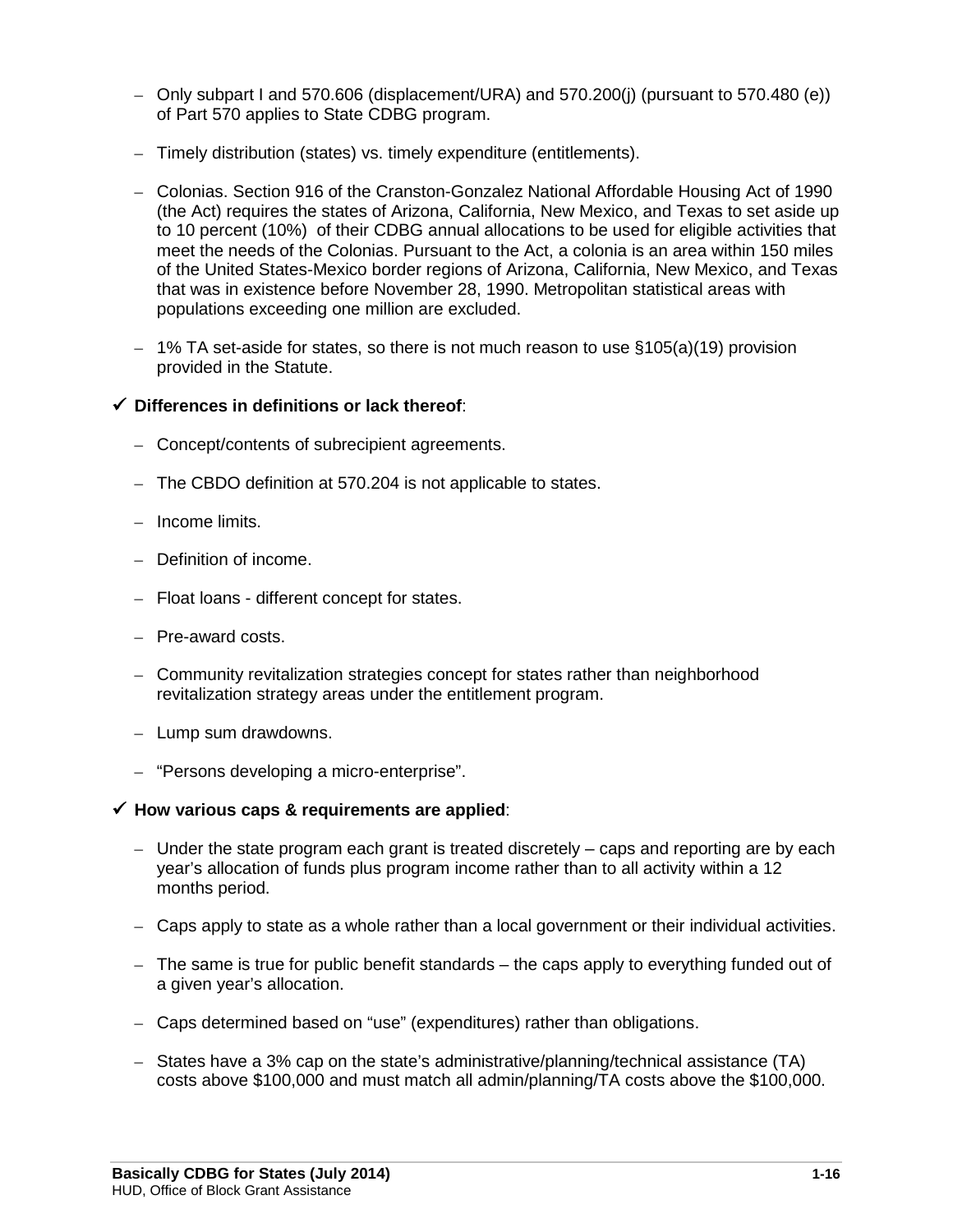- Only subpart I and 570.606 (displacement/URA) and 570.200(j) (pursuant to 570.480 (e)) of Part 570 applies to State CDBG program.

- Timely distribution (states) vs. timely expenditure (entitlements).

- Colonias. Section 916 of the Cranston-Gonzalez National Affordable Housing Act of 1990 (the Act) requires the states of Arizona, California, New Mexico, and Texas to set aside up to 10 percent (10%) of their CDBG annual allocations to be used for eligible activities that meet the needs of the Colonias. Pursuant to the Act, a colonia is an area within 150 miles of the United States-Mexico border regions of Arizona, California, New Mexico, and Texas that was in existence before November 28, 1990. Metropolitan statistical areas with populations exceeding one million are excluded.

- 1% TA set-aside for states, so there is not much reason to use §105(a)(19) provision provided in the Statute.

✓ **Differences in definitions or lack thereof**:

- Concept/contents of subrecipient agreements.

- The CBDO definition at 570.204 is not applicable to states.

- Income limits.

- Definition of income.

- Float loans - different concept for states.

- Pre-award costs.

- Community revitalization strategies concept for states rather than neighborhood revitalization strategy areas under the entitlement program.

- Lump sum drawdowns.

- "Persons developing a micro-enterprise".

✓ **How various caps & requirements are applied**:

- Under the state program each grant is treated discretely – caps and reporting are by each year's allocation of funds plus program income rather than to all activity within a 12 months period.

- Caps apply to state as a whole rather than a local government or their individual activities.

- The same is true for public benefit standards – the caps apply to everything funded out of a given year's allocation.

- Caps determined based on "use" (expenditures) rather than obligations.

- States have a 3% cap on the state's administrative/planning/technical assistance (TA) costs above $100,000 and must match all admin/planning/TA costs above the $100,000.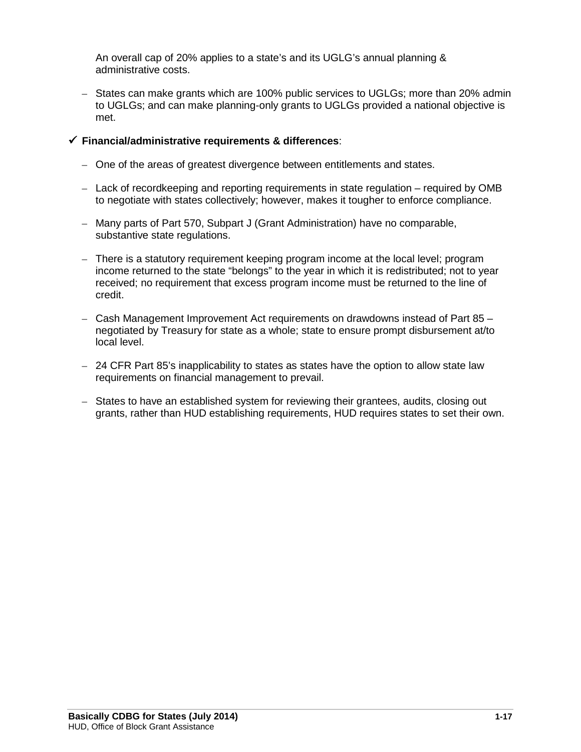An overall cap of 20% applies to a state's and its UGLG's annual planning & administrative costs.

- States can make grants which are 100% public services to UGLGs; more than 20% admin to UGLGs; and can make planning-only grants to UGLGs provided a national objective is met.

✓ **Financial/administrative requirements & differences**:

- One of the areas of greatest divergence between entitlements and states.
- Lack of recordkeeping and reporting requirements in state regulation – required by OMB to negotiate with states collectively; however, makes it tougher to enforce compliance.
- Many parts of Part 570, Subpart J (Grant Administration) have no comparable, substantive state regulations.
- There is a statutory requirement keeping program income at the local level; program income returned to the state "belongs" to the year in which it is redistributed; not to year received; no requirement that excess program income must be returned to the line of credit.
- Cash Management Improvement Act requirements on drawdowns instead of Part 85 – negotiated by Treasury for state as a whole; state to ensure prompt disbursement at/to local level.
- 24 CFR Part 85's inapplicability to states as states have the option to allow state law requirements on financial management to prevail.
- States to have an established system for reviewing their grantees, audits, closing out grants, rather than HUD establishing requirements, HUD requires states to set their own.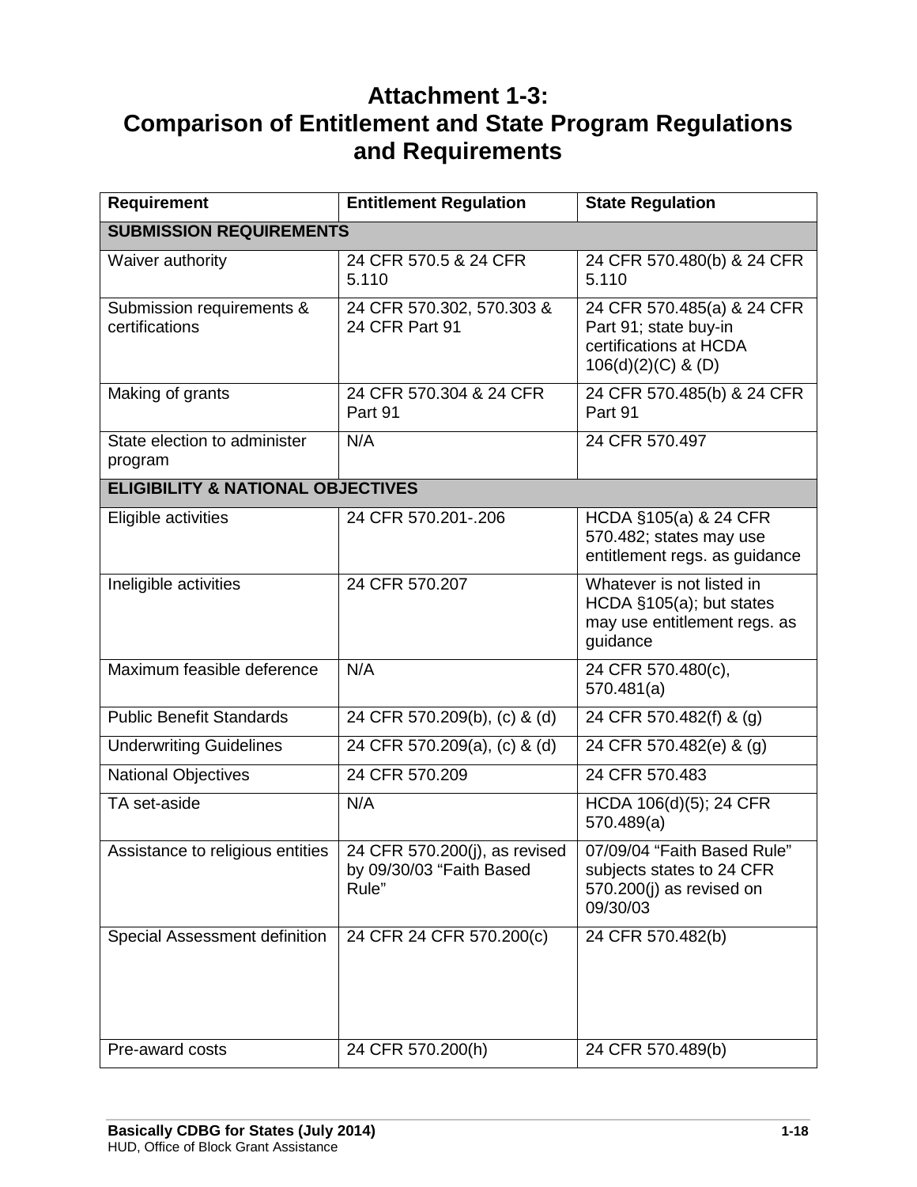# Attachment 1-3: Comparison of Entitlement and State Program Regulations and Requirements

| Requirement | Entitlement Regulation | State Regulation |
|---|---|---|
| **SUBMISSION REQUIREMENTS** | | |
| Waiver authority | 24 CFR 570.5 & 24 CFR 5.110 | 24 CFR 570.480(b) & 24 CFR 5.110 |
| Submission requirements & certifications | 24 CFR 570.302, 570.303 & 24 CFR Part 91 | 24 CFR 570.485(a) & 24 CFR Part 91; state buy-in certifications at HCDA 106(d)(2)(C) & (D) |
| Making of grants | 24 CFR 570.304 & 24 CFR Part 91 | 24 CFR 570.485(b) & 24 CFR Part 91 |
| State election to administer program | N/A | 24 CFR 570.497 |
| **ELIGIBILITY & NATIONAL OBJECTIVES** | | |
| Eligible activities | 24 CFR 570.201-.206 | HCDA §105(a) & 24 CFR 570.482; states may use entitlement regs. as guidance |
| Ineligible activities | 24 CFR 570.207 | Whatever is not listed in HCDA §105(a); but states may use entitlement regs. as guidance |
| Maximum feasible deference | N/A | 24 CFR 570.480(c), 570.481(a) |
| Public Benefit Standards | 24 CFR 570.209(b), (c) & (d) | 24 CFR 570.482(f) & (g) |
| Underwriting Guidelines | 24 CFR 570.209(a), (c) & (d) | 24 CFR 570.482(e) & (g) |
| National Objectives | 24 CFR 570.209 | 24 CFR 570.483 |
| TA set-aside | N/A | HCDA 106(d)(5); 24 CFR 570.489(a) |
| Assistance to religious entities | 24 CFR 570.200(j), as revised by 09/30/03 "Faith Based Rule" | 07/09/04 "Faith Based Rule" subjects states to 24 CFR 570.200(j) as revised on 09/30/03 |
| Special Assessment definition | 24 CFR 24 CFR 570.200(c) | 24 CFR 570.482(b) |
| Pre-award costs | 24 CFR 570.200(h) | 24 CFR 570.489(b) |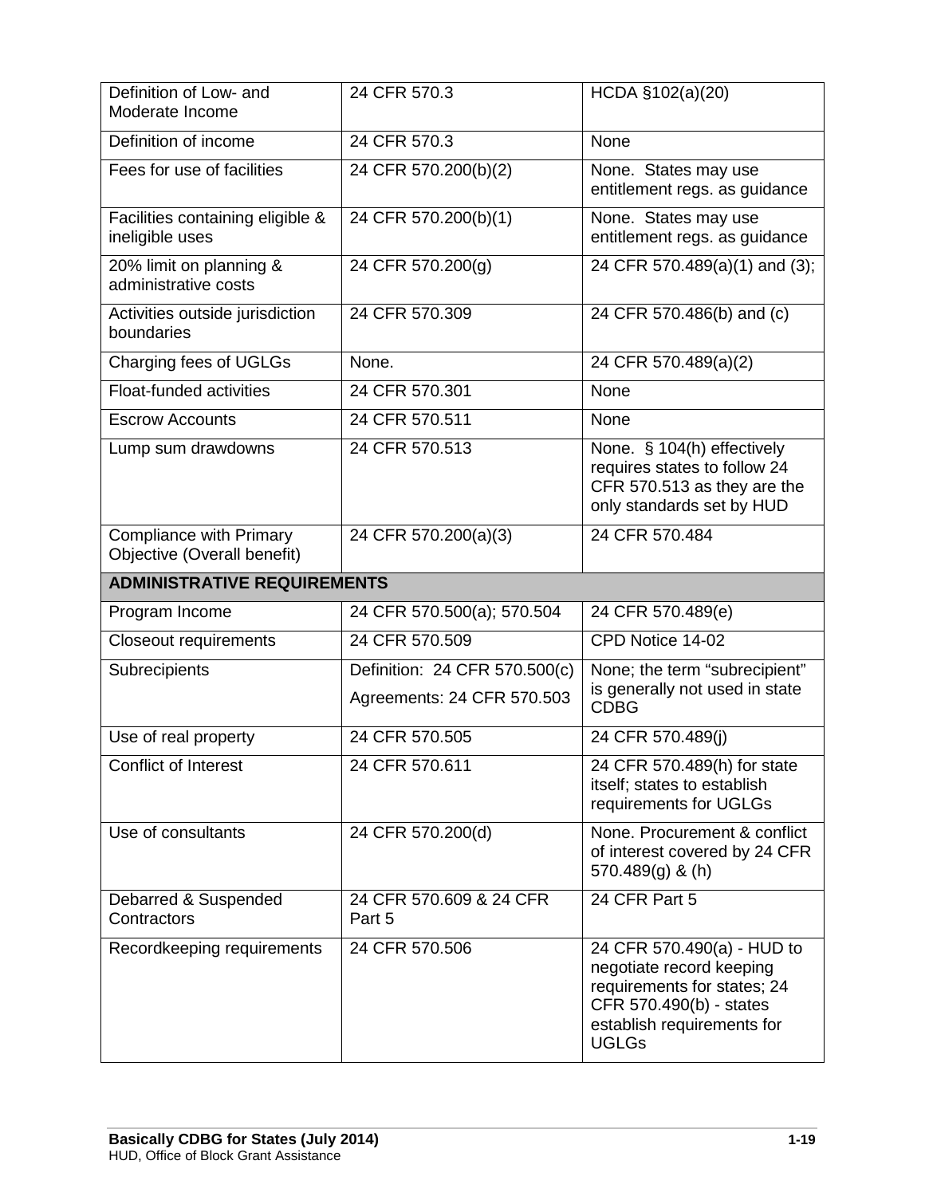| | | |
|---|---|---|
| Definition of Low- and Moderate Income | 24 CFR 570.3 | HCDA §102(a)(20) |
| Definition of income | 24 CFR 570.3 | None |
| Fees for use of facilities | 24 CFR 570.200(b)(2) | None. States may use entitlement regs. as guidance |
| Facilities containing eligible & ineligible uses | 24 CFR 570.200(b)(1) | None. States may use entitlement regs. as guidance |
| 20% limit on planning & administrative costs | 24 CFR 570.200(g) | 24 CFR 570.489(a)(1) and (3); |
| Activities outside jurisdiction boundaries | 24 CFR 570.309 | 24 CFR 570.486(b) and (c) |
| Charging fees of UGLGs | None. | 24 CFR 570.489(a)(2) |
| Float-funded activities | 24 CFR 570.301 | None |
| Escrow Accounts | 24 CFR 570.511 | None |
| Lump sum drawdowns | 24 CFR 570.513 | None. § 104(h) effectively requires states to follow 24 CFR 570.513 as they are the only standards set by HUD |
| Compliance with Primary Objective (Overall benefit) | 24 CFR 570.200(a)(3) | 24 CFR 570.484 |
| **ADMINISTRATIVE REQUIREMENTS** | | |
| Program Income | 24 CFR 570.500(a); 570.504 | 24 CFR 570.489(e) |
| Closeout requirements | 24 CFR 570.509 | CPD Notice 14-02 |
| Subrecipients | Definition: 24 CFR 570.500(c)<br>Agreements: 24 CFR 570.503 | None; the term "subrecipient" is generally not used in state CDBG |
| Use of real property | 24 CFR 570.505 | 24 CFR 570.489(j) |
| Conflict of Interest | 24 CFR 570.611 | 24 CFR 570.489(h) for state itself; states to establish requirements for UGLGs |
| Use of consultants | 24 CFR 570.200(d) | None. Procurement & conflict of interest covered by 24 CFR 570.489(g) & (h) |
| Debarred & Suspended Contractors | 24 CFR 570.609 & 24 CFR Part 5 | 24 CFR Part 5 |
| Recordkeeping requirements | 24 CFR 570.506 | 24 CFR 570.490(a) - HUD to negotiate record keeping requirements for states; 24 CFR 570.490(b) - states establish requirements for UGLGs |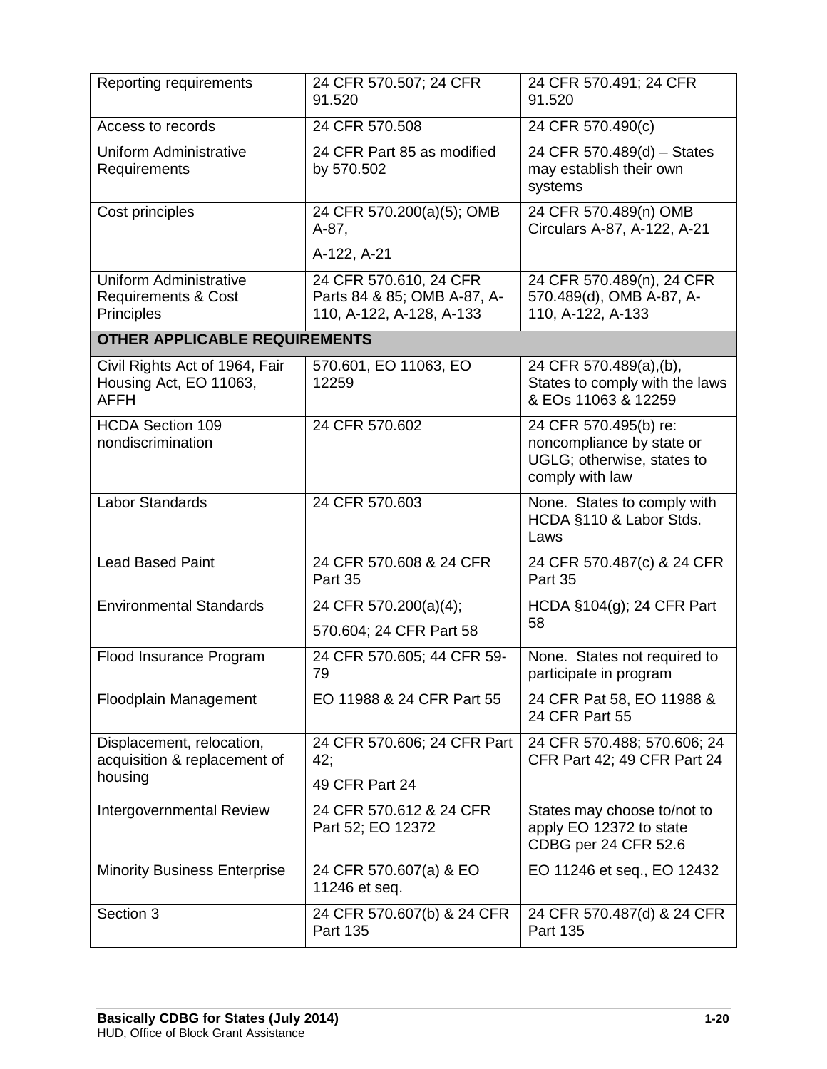| | | |
|---|---|---|
| Reporting requirements | 24 CFR 570.507; 24 CFR 91.520 | 24 CFR 570.491; 24 CFR 91.520 |
| Access to records | 24 CFR 570.508 | 24 CFR 570.490(c) |
| Uniform Administrative Requirements | 24 CFR Part 85 as modified by 570.502 | 24 CFR 570.489(d) – States may establish their own systems |
| Cost principles | 24 CFR 570.200(a)(5); OMB A-87, A-122, A-21 | 24 CFR 570.489(n) OMB Circulars A-87, A-122, A-21 |
| Uniform Administrative Requirements & Cost Principles | 24 CFR 570.610, 24 CFR Parts 84 & 85; OMB A-87, A-110, A-122, A-128, A-133 | 24 CFR 570.489(n), 24 CFR 570.489(d), OMB A-87, A-110, A-122, A-133 |
| **OTHER APPLICABLE REQUIREMENTS** | | |
| Civil Rights Act of 1964, Fair Housing Act, EO 11063, AFFH | 570.601, EO 11063, EO 12259 | 24 CFR 570.489(a),(b), States to comply with the laws & EOs 11063 & 12259 |
| HCDA Section 109 nondiscrimination | 24 CFR 570.602 | 24 CFR 570.495(b) re: noncompliance by state or UGLG; otherwise, states to comply with law |
| Labor Standards | 24 CFR 570.603 | None. States to comply with HCDA §110 & Labor Stds. Laws |
| Lead Based Paint | 24 CFR 570.608 & 24 CFR Part 35 | 24 CFR 570.487(c) & 24 CFR Part 35 |
| Environmental Standards | 24 CFR 570.200(a)(4); 570.604; 24 CFR Part 58 | HCDA §104(g); 24 CFR Part 58 |
| Flood Insurance Program | 24 CFR 570.605; 44 CFR 59-79 | None. States not required to participate in program |
| Floodplain Management | EO 11988 & 24 CFR Part 55 | 24 CFR Pat 58, EO 11988 & 24 CFR Part 55 |
| Displacement, relocation, acquisition & replacement of housing | 24 CFR 570.606; 24 CFR Part 42; 49 CFR Part 24 | 24 CFR 570.488; 570.606; 24 CFR Part 42; 49 CFR Part 24 |
| Intergovernmental Review | 24 CFR 570.612 & 24 CFR Part 52; EO 12372 | States may choose to/not to apply EO 12372 to state CDBG per 24 CFR 52.6 |
| Minority Business Enterprise | 24 CFR 570.607(a) & EO 11246 et seq. | EO 11246 et seq., EO 12432 |
| Section 3 | 24 CFR 570.607(b) & 24 CFR Part 135 | 24 CFR 570.487(d) & 24 CFR Part 135 |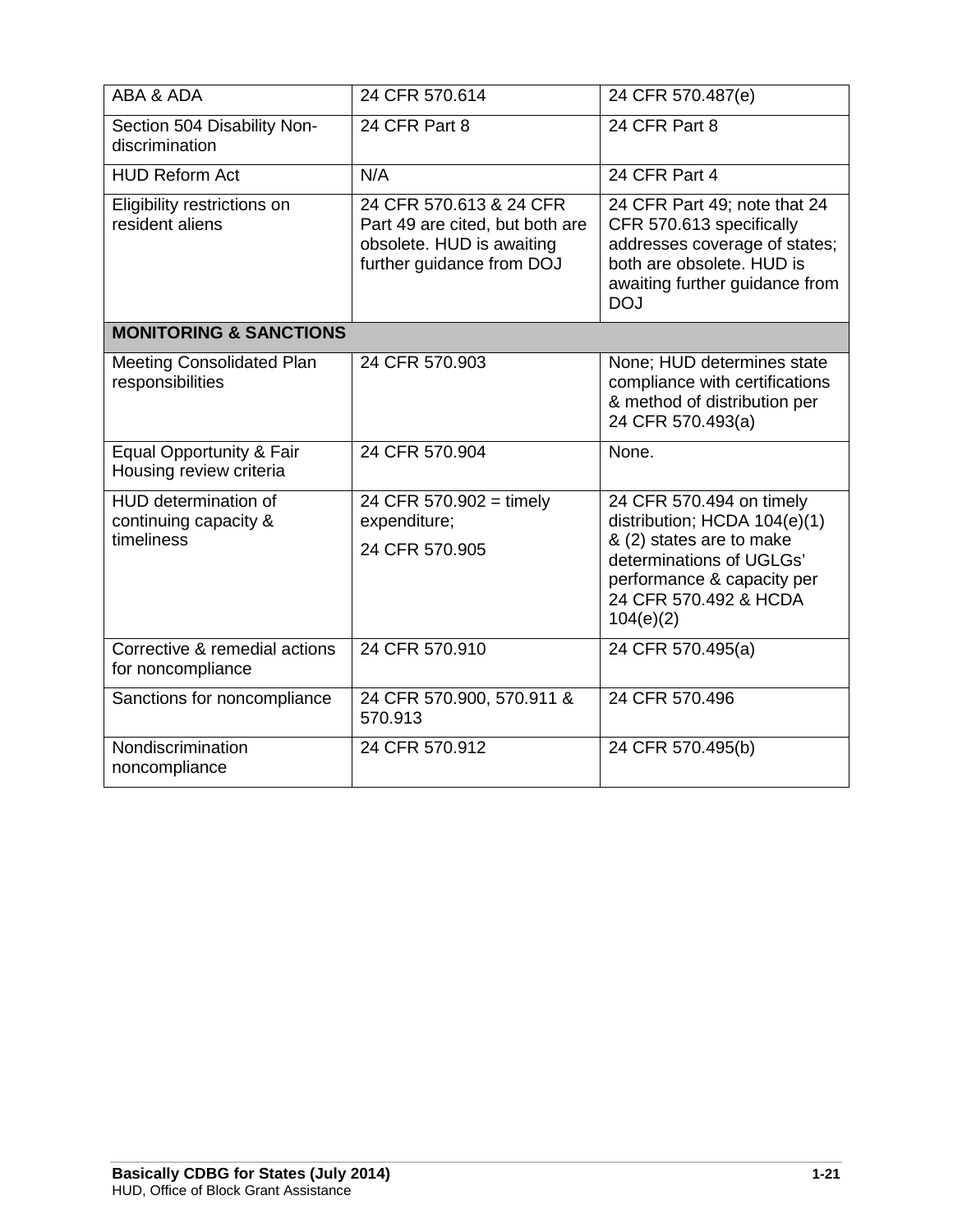| | | |
|---|---|---|
| ABA & ADA | 24 CFR 570.614 | 24 CFR 570.487(e) |
| Section 504 Disability Non-discrimination | 24 CFR Part 8 | 24 CFR Part 8 |
| HUD Reform Act | N/A | 24 CFR Part 4 |
| Eligibility restrictions on resident aliens | 24 CFR 570.613 & 24 CFR Part 49 are cited, but both are obsolete. HUD is awaiting further guidance from DOJ | 24 CFR Part 49; note that 24 CFR 570.613 specifically addresses coverage of states; both are obsolete. HUD is awaiting further guidance from DOJ |
| **MONITORING & SANCTIONS** | | |
| Meeting Consolidated Plan responsibilities | 24 CFR 570.903 | None; HUD determines state compliance with certifications & method of distribution per 24 CFR 570.493(a) |
| Equal Opportunity & Fair Housing review criteria | 24 CFR 570.904 | None. |
| HUD determination of continuing capacity & timeliness | 24 CFR 570.902 = timely expenditure; 24 CFR 570.905 | 24 CFR 570.494 on timely distribution; HCDA 104(e)(1) & (2) states are to make determinations of UGLGs' performance & capacity per 24 CFR 570.492 & HCDA 104(e)(2) |
| Corrective & remedial actions for noncompliance | 24 CFR 570.910 | 24 CFR 570.495(a) |
| Sanctions for noncompliance | 24 CFR 570.900, 570.911 & 570.913 | 24 CFR 570.496 |
| Nondiscrimination noncompliance | 24 CFR 570.912 | 24 CFR 570.495(b) |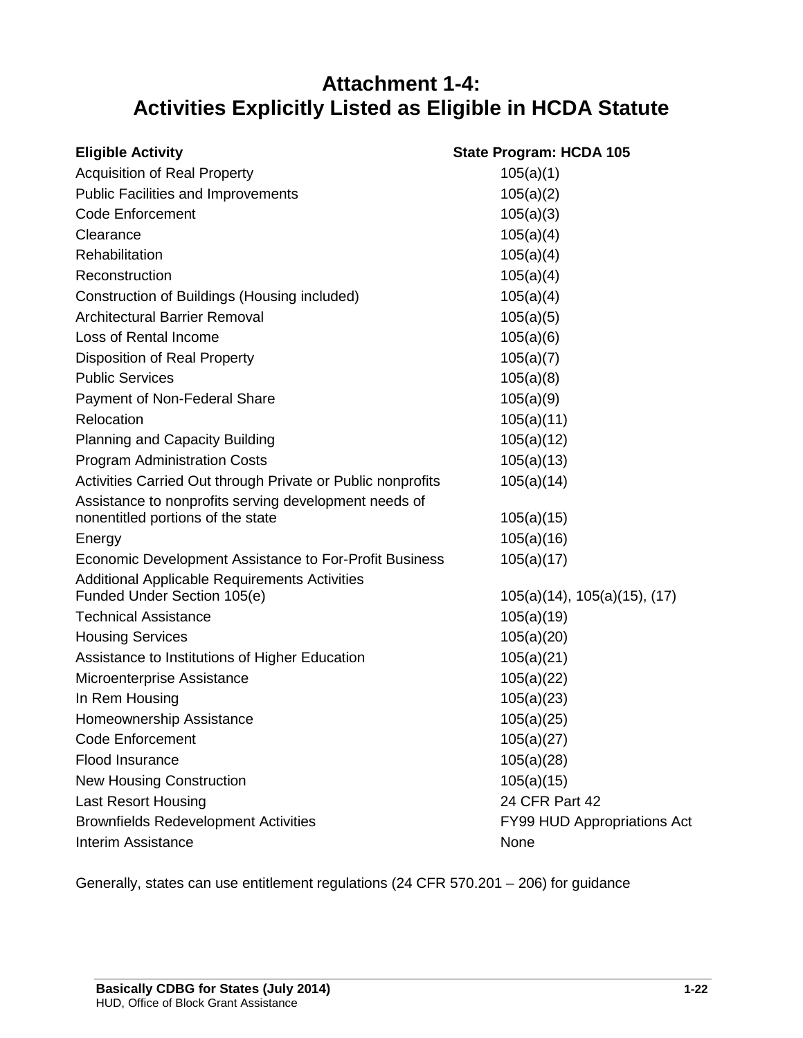# Attachment 1-4: Activities Explicitly Listed as Eligible in HCDA Statute

| Eligible Activity | State Program: HCDA 105 |
|---|---|
| Acquisition of Real Property | 105(a)(1) |
| Public Facilities and Improvements | 105(a)(2) |
| Code Enforcement | 105(a)(3) |
| Clearance | 105(a)(4) |
| Rehabilitation | 105(a)(4) |
| Reconstruction | 105(a)(4) |
| Construction of Buildings (Housing included) | 105(a)(4) |
| Architectural Barrier Removal | 105(a)(5) |
| Loss of Rental Income | 105(a)(6) |
| Disposition of Real Property | 105(a)(7) |
| Public Services | 105(a)(8) |
| Payment of Non-Federal Share | 105(a)(9) |
| Relocation | 105(a)(11) |
| Planning and Capacity Building | 105(a)(12) |
| Program Administration Costs | 105(a)(13) |
| Activities Carried Out through Private or Public nonprofits | 105(a)(14) |
| Assistance to nonprofits serving development needs of nonentitled portions of the state | 105(a)(15) |
| Energy | 105(a)(16) |
| Economic Development Assistance to For-Profit Business | 105(a)(17) |
| Additional Applicable Requirements Activities Funded Under Section 105(e) | 105(a)(14), 105(a)(15), (17) |
| Technical Assistance | 105(a)(19) |
| Housing Services | 105(a)(20) |
| Assistance to Institutions of Higher Education | 105(a)(21) |
| Microenterprise Assistance | 105(a)(22) |
| In Rem Housing | 105(a)(23) |
| Homeownership Assistance | 105(a)(25) |
| Code Enforcement | 105(a)(27) |
| Flood Insurance | 105(a)(28) |
| New Housing Construction | 105(a)(15) |
| Last Resort Housing | 24 CFR Part 42 |
| Brownfields Redevelopment Activities | FY99 HUD Appropriations Act |
| Interim Assistance | None |

Generally, states can use entitlement regulations (24 CFR 570.201 – 206) for guidance